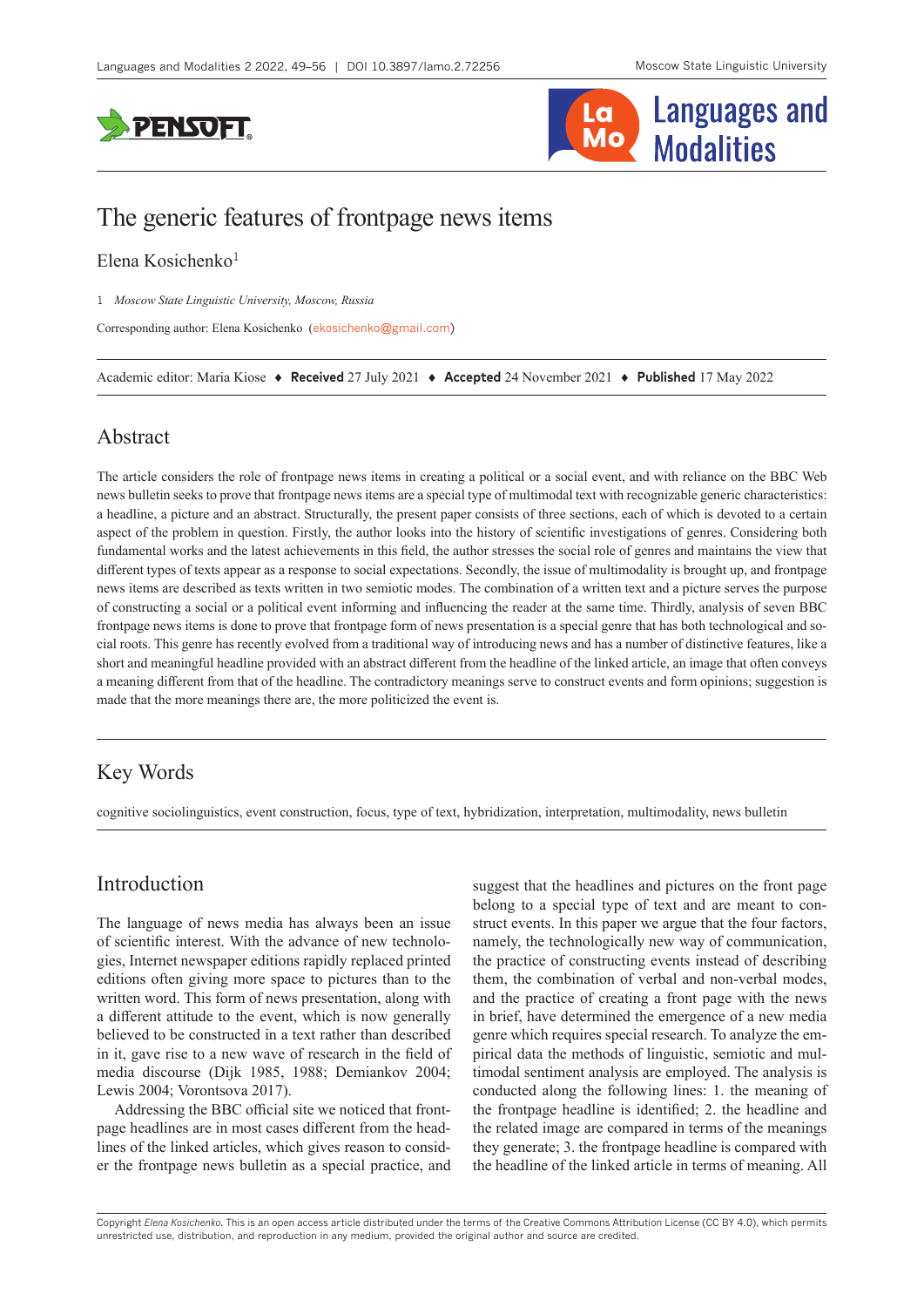# The generic features of frontpage news items

Elena Kosichenko[1]

1 *Moscow State Linguistic University, Moscow, Russia*

Corresponding author: Elena Kosichenko (ekosichenko@gmail.com)

Academic editor: Maria Kiose ♦ **Received** 27 July 2021 ♦ **Accepted** 24 November 2021 ♦ **Published** 17 May 2022

## Abstract

The article considers the role of frontpage news items in creating a political or a social event, and with reliance on the BBC Web news bulletin seeks to prove that frontpage news items are a special type of multimodal text with recognizable generic characteristics: a headline, a picture and an abstract. Structurally, the present paper consists of three sections, each of which is devoted to a certain aspect of the problem in question. Firstly, the author looks into the history of scientific investigations of genres. Considering both fundamental works and the latest achievements in this field, the author stresses the social role of genres and maintains the view that different types of texts appear as a response to social expectations. Secondly, the issue of multimodality is brought up, and frontpage news items are described as texts written in two semiotic modes. The combination of a written text and a picture serves the purpose of constructing a social or a political event informing and influencing the reader at the same time. Thirdly, analysis of seven BBC frontpage news items is done to prove that frontpage form of news presentation is a special genre that has both technological and social roots. This genre has recently evolved from a traditional way of introducing news and has a number of distinctive features, like a short and meaningful headline provided with an abstract different from the headline of the linked article, an image that often conveys a meaning different from that of the headline. The contradictory meanings serve to construct events and form opinions; suggestion is made that the more meanings there are, the more politicized the event is.

## Key Words

cognitive sociolinguistics, event construction, focus, type of text, hybridization, interpretation, multimodality, news bulletin

## Introduction

The language of news media has always been an issue of scientific interest. With the advance of new technologies, Internet newspaper editions rapidly replaced printed editions often giving more space to pictures than to the written word. This form of news presentation, along with a different attitude to the event, which is now generally believed to be constructed in a text rather than described in it, gave rise to a new wave of research in the field of media discourse (Dijk 1985, 1988; Demiankov 2004; Lewis 2004; Vorontsova 2017).

Addressing the BBC official site we noticed that frontpage headlines are in most cases different from the headlines of the linked articles, which gives reason to consider the frontpage news bulletin as a special practice, and suggest that the headlines and pictures on the front page belong to a special type of text and are meant to construct events. In this paper we argue that the four factors, namely, the technologically new way of communication, the practice of constructing events instead of describing them, the combination of verbal and non-verbal modes, and the practice of creating a front page with the news in brief, have determined the emergence of a new media genre which requires special research. To analyze the empirical data the methods of linguistic, semiotic and multimodal sentiment analysis are employed. The analysis is conducted along the following lines: 1. the meaning of the frontpage headline is identified; 2. the headline and the related image are compared in terms of the meanings they generate; 3. the frontpage headline is compared with the headline of the linked article in terms of meaning. All

Copyright *Elena Kosichenko.* This is an open access article distributed under the terms of the Creative Commons Attribution License (CC BY 4.0), which permits unrestricted use, distribution, and reproduction in any medium, provided the original author and source are credited.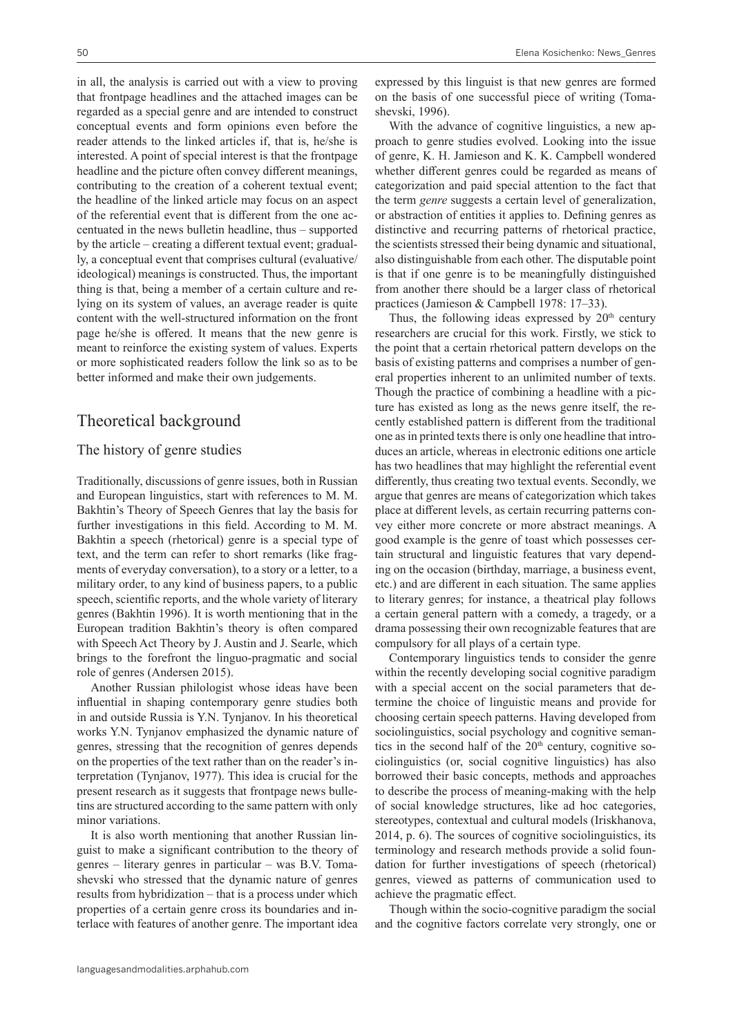in all, the analysis is carried out with a view to proving that frontpage headlines and the attached images can be regarded as a special genre and are intended to construct conceptual events and form opinions even before the reader attends to the linked articles if, that is, he/she is interested. A point of special interest is that the frontpage headline and the picture often convey different meanings, contributing to the creation of a coherent textual event; the headline of the linked article may focus on an aspect of the referential event that is different from the one accentuated in the news bulletin headline, thus – supported by the article – creating a different textual event; gradually, a conceptual event that comprises cultural (evaluative/ideological) meanings is constructed. Thus, the important thing is that, being a member of a certain culture and relying on its system of values, an average reader is quite content with the well-structured information on the front page he/she is offered. It means that the new genre is meant to reinforce the existing system of values. Experts or more sophisticated readers follow the link so as to be better informed and make their own judgements.

## Theoretical background

### The history of genre studies

Traditionally, discussions of genre issues, both in Russian and European linguistics, start with references to M. M. Bakhtin's Theory of Speech Genres that lay the basis for further investigations in this field. According to M. M. Bakhtin a speech (rhetorical) genre is a special type of text, and the term can refer to short remarks (like fragments of everyday conversation), to a story or a letter, to a military order, to any kind of business papers, to a public speech, scientific reports, and the whole variety of literary genres (Bakhtin 1996). It is worth mentioning that in the European tradition Bakhtin's theory is often compared with Speech Act Theory by J. Austin and J. Searle, which brings to the forefront the linguo-pragmatic and social role of genres (Andersen 2015).

Another Russian philologist whose ideas have been influential in shaping contemporary genre studies both in and outside Russia is Y.N. Tynjanov. In his theoretical works Y.N. Tynjanov emphasized the dynamic nature of genres, stressing that the recognition of genres depends on the properties of the text rather than on the reader's interpretation (Tynjanov, 1977). This idea is crucial for the present research as it suggests that frontpage news bulletins are structured according to the same pattern with only minor variations.

It is also worth mentioning that another Russian linguist to make a significant contribution to the theory of genres – literary genres in particular – was B.V. Tomashevski who stressed that the dynamic nature of genres results from hybridization – that is a process under which properties of a certain genre cross its boundaries and interlace with features of another genre. The important idea expressed by this linguist is that new genres are formed on the basis of one successful piece of writing (Tomashevski, 1996).

With the advance of cognitive linguistics, a new approach to genre studies evolved. Looking into the issue of genre, K. H. Jamieson and K. K. Campbell wondered whether different genres could be regarded as means of categorization and paid special attention to the fact that the term *genre* suggests a certain level of generalization, or abstraction of entities it applies to. Defining genres as distinctive and recurring patterns of rhetorical practice, the scientists stressed their being dynamic and situational, also distinguishable from each other. The disputable point is that if one genre is to be meaningfully distinguished from another there should be a larger class of rhetorical practices (Jamieson & Campbell 1978: 17–33).

Thus, the following ideas expressed by 20th century researchers are crucial for this work. Firstly, we stick to the point that a certain rhetorical pattern develops on the basis of existing patterns and comprises a number of general properties inherent to an unlimited number of texts. Though the practice of combining a headline with a picture has existed as long as the news genre itself, the recently established pattern is different from the traditional one as in printed texts there is only one headline that introduces an article, whereas in electronic editions one article has two headlines that may highlight the referential event differently, thus creating two textual events. Secondly, we argue that genres are means of categorization which takes place at different levels, as certain recurring patterns convey either more concrete or more abstract meanings. A good example is the genre of toast which possesses certain structural and linguistic features that vary depending on the occasion (birthday, marriage, a business event, etc.) and are different in each situation. The same applies to literary genres; for instance, a theatrical play follows a certain general pattern with a comedy, a tragedy, or a drama possessing their own recognizable features that are compulsory for all plays of a certain type.

Contemporary linguistics tends to consider the genre within the recently developing social cognitive paradigm with a special accent on the social parameters that determine the choice of linguistic means and provide for choosing certain speech patterns. Having developed from sociolinguistics, social psychology and cognitive semantics in the second half of the 20th century, cognitive sociolinguistics (or, social cognitive linguistics) has also borrowed their basic concepts, methods and approaches to describe the process of meaning-making with the help of social knowledge structures, like ad hoc categories, stereotypes, contextual and cultural models (Iriskhanova, 2014, p. 6). The sources of cognitive sociolinguistics, its terminology and research methods provide a solid foundation for further investigations of speech (rhetorical) genres, viewed as patterns of communication used to achieve the pragmatic effect.

Though within the socio-cognitive paradigm the social and the cognitive factors correlate very strongly, one or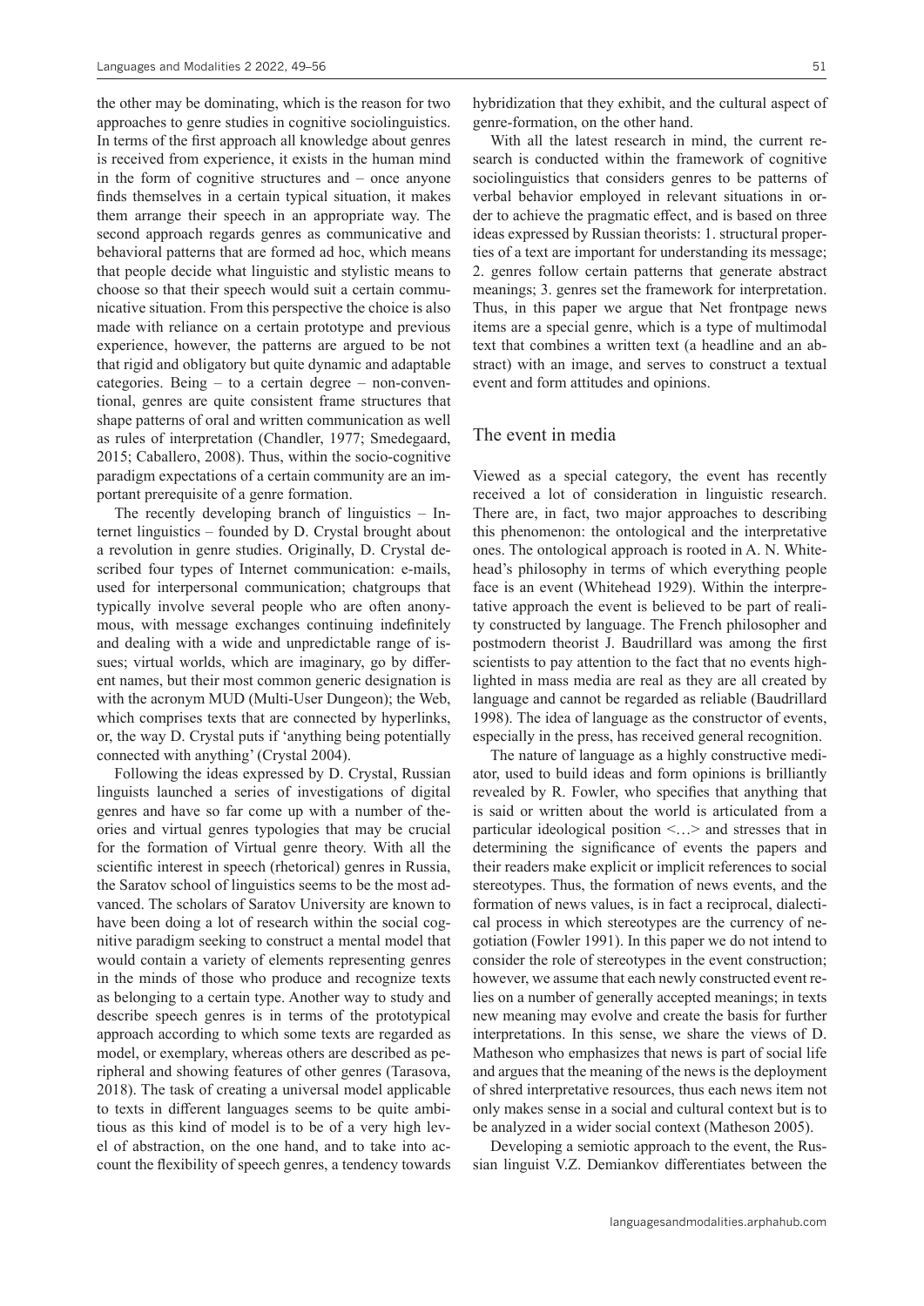the other may be dominating, which is the reason for two approaches to genre studies in cognitive sociolinguistics. In terms of the first approach all knowledge about genres is received from experience, it exists in the human mind in the form of cognitive structures and – once anyone finds themselves in a certain typical situation, it makes them arrange their speech in an appropriate way. The second approach regards genres as communicative and behavioral patterns that are formed ad hoc, which means that people decide what linguistic and stylistic means to choose so that their speech would suit a certain communicative situation. From this perspective the choice is also made with reliance on a certain prototype and previous experience, however, the patterns are argued to be not that rigid and obligatory but quite dynamic and adaptable categories. Being – to a certain degree – non-conventional, genres are quite consistent frame structures that shape patterns of oral and written communication as well as rules of interpretation (Chandler, 1977; Smedegaard, 2015; Caballero, 2008). Thus, within the socio-cognitive paradigm expectations of a certain community are an important prerequisite of a genre formation.

The recently developing branch of linguistics – Internet linguistics – founded by D. Crystal brought about a revolution in genre studies. Originally, D. Crystal described four types of Internet communication: e-mails, used for interpersonal communication; chatgroups that typically involve several people who are often anonymous, with message exchanges continuing indefinitely and dealing with a wide and unpredictable range of issues; virtual worlds, which are imaginary, go by different names, but their most common generic designation is with the acronym MUD (Multi-User Dungeon); the Web, which comprises texts that are connected by hyperlinks, or, the way D. Crystal puts if 'anything being potentially connected with anything' (Crystal 2004).

Following the ideas expressed by D. Crystal, Russian linguists launched a series of investigations of digital genres and have so far come up with a number of theories and virtual genres typologies that may be crucial for the formation of Virtual genre theory. With all the scientific interest in speech (rhetorical) genres in Russia, the Saratov school of linguistics seems to be the most advanced. The scholars of Saratov University are known to have been doing a lot of research within the social cognitive paradigm seeking to construct a mental model that would contain a variety of elements representing genres in the minds of those who produce and recognize texts as belonging to a certain type. Another way to study and describe speech genres is in terms of the prototypical approach according to which some texts are regarded as model, or exemplary, whereas others are described as peripheral and showing features of other genres (Tarasova, 2018). The task of creating a universal model applicable to texts in different languages seems to be quite ambitious as this kind of model is to be of a very high level of abstraction, on the one hand, and to take into account the flexibility of speech genres, a tendency towards hybridization that they exhibit, and the cultural aspect of genre-formation, on the other hand.

With all the latest research in mind, the current research is conducted within the framework of cognitive sociolinguistics that considers genres to be patterns of verbal behavior employed in relevant situations in order to achieve the pragmatic effect, and is based on three ideas expressed by Russian theorists: 1. structural properties of a text are important for understanding its message; 2. genres follow certain patterns that generate abstract meanings; 3. genres set the framework for interpretation. Thus, in this paper we argue that Net frontpage news items are a special genre, which is a type of multimodal text that combines a written text (a headline and an abstract) with an image, and serves to construct a textual event and form attitudes and opinions.

## The event in media

Viewed as a special category, the event has recently received a lot of consideration in linguistic research. There are, in fact, two major approaches to describing this phenomenon: the ontological and the interpretative ones. The ontological approach is rooted in A. N. Whitehead's philosophy in terms of which everything people face is an event (Whitehead 1929). Within the interpretative approach the event is believed to be part of reality constructed by language. The French philosopher and postmodern theorist J. Baudrillard was among the first scientists to pay attention to the fact that no events highlighted in mass media are real as they are all created by language and cannot be regarded as reliable (Baudrillard 1998). The idea of language as the constructor of events, especially in the press, has received general recognition.

The nature of language as a highly constructive mediator, used to build ideas and form opinions is brilliantly revealed by R. Fowler, who specifies that anything that is said or written about the world is articulated from a particular ideological position <…> and stresses that in determining the significance of events the papers and their readers make explicit or implicit references to social stereotypes. Thus, the formation of news events, and the formation of news values, is in fact a reciprocal, dialectical process in which stereotypes are the currency of negotiation (Fowler 1991). In this paper we do not intend to consider the role of stereotypes in the event construction; however, we assume that each newly constructed event relies on a number of generally accepted meanings; in texts new meaning may evolve and create the basis for further interpretations. In this sense, we share the views of D. Matheson who emphasizes that news is part of social life and argues that the meaning of the news is the deployment of shred interpretative resources, thus each news item not only makes sense in a social and cultural context but is to be analyzed in a wider social context (Matheson 2005).

Developing a semiotic approach to the event, the Russian linguist V.Z. Demiankov differentiates between the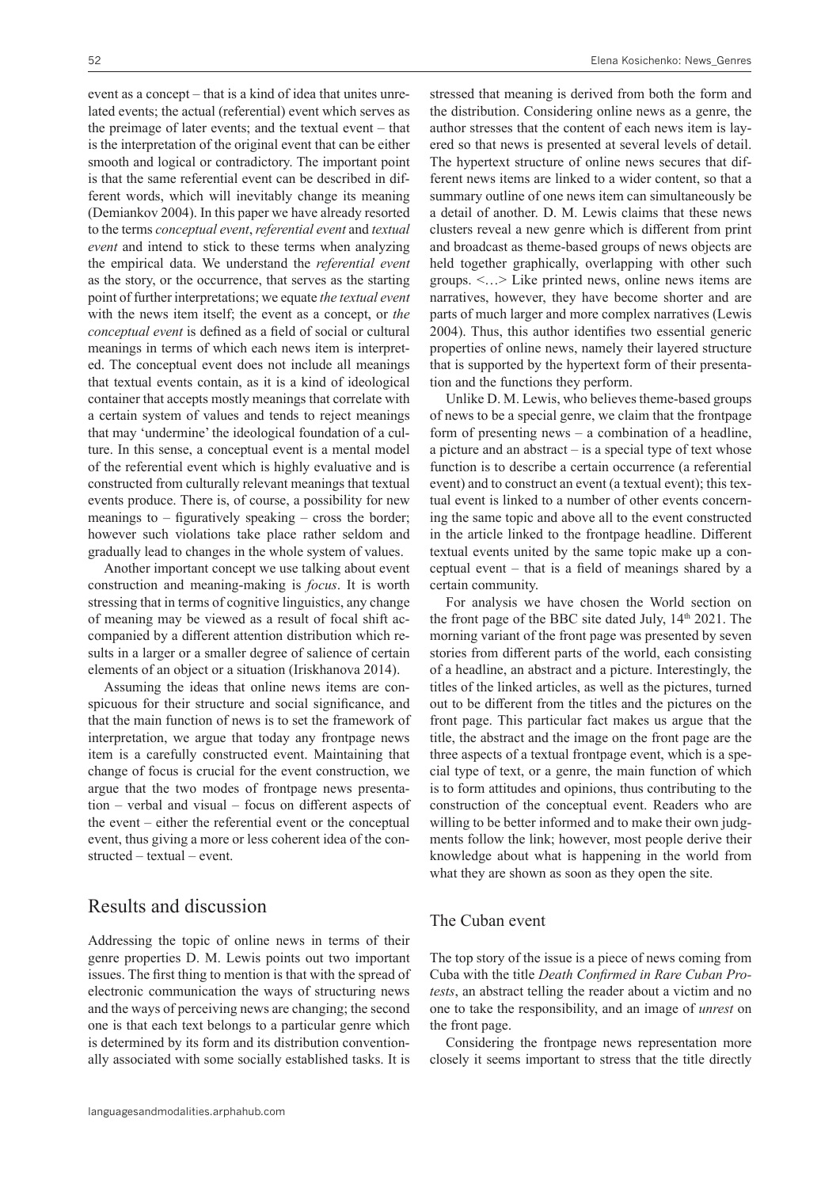event as a concept – that is a kind of idea that unites unrelated events; the actual (referential) event which serves as the preimage of later events; and the textual event – that is the interpretation of the original event that can be either smooth and logical or contradictory. The important point is that the same referential event can be described in different words, which will inevitably change its meaning (Demiankov 2004). In this paper we have already resorted to the terms *conceptual event*, *referential event* and *textual event* and intend to stick to these terms when analyzing the empirical data. We understand the *referential event* as the story, or the occurrence, that serves as the starting point of further interpretations; we equate *the textual event* with the news item itself; the event as a concept, or *the conceptual event* is defined as a field of social or cultural meanings in terms of which each news item is interpreted. The conceptual event does not include all meanings that textual events contain, as it is a kind of ideological container that accepts mostly meanings that correlate with a certain system of values and tends to reject meanings that may 'undermine' the ideological foundation of a culture. In this sense, a conceptual event is a mental model of the referential event which is highly evaluative and is constructed from culturally relevant meanings that textual events produce. There is, of course, a possibility for new meanings to – figuratively speaking – cross the border; however such violations take place rather seldom and gradually lead to changes in the whole system of values.

Another important concept we use talking about event construction and meaning-making is *focus*. It is worth stressing that in terms of cognitive linguistics, any change of meaning may be viewed as a result of focal shift accompanied by a different attention distribution which results in a larger or a smaller degree of salience of certain elements of an object or a situation (Iriskhanova 2014).

Assuming the ideas that online news items are conspicuous for their structure and social significance, and that the main function of news is to set the framework of interpretation, we argue that today any frontpage news item is a carefully constructed event. Maintaining that change of focus is crucial for the event construction, we argue that the two modes of frontpage news presentation – verbal and visual – focus on different aspects of the event – either the referential event or the conceptual event, thus giving a more or less coherent idea of the constructed – textual – event.

## Results and discussion

Addressing the topic of online news in terms of their genre properties D. M. Lewis points out two important issues. The first thing to mention is that with the spread of electronic communication the ways of structuring news and the ways of perceiving news are changing; the second one is that each text belongs to a particular genre which is determined by its form and its distribution conventionally associated with some socially established tasks. It is stressed that meaning is derived from both the form and the distribution. Considering online news as a genre, the author stresses that the content of each news item is layered so that news is presented at several levels of detail. The hypertext structure of online news secures that different news items are linked to a wider content, so that a summary outline of one news item can simultaneously be a detail of another. D. M. Lewis claims that these news clusters reveal a new genre which is different from print and broadcast as theme-based groups of news objects are held together graphically, overlapping with other such groups. <…> Like printed news, online news items are narratives, however, they have become shorter and are parts of much larger and more complex narratives (Lewis 2004). Thus, this author identifies two essential generic properties of online news, namely their layered structure that is supported by the hypertext form of their presentation and the functions they perform.

Unlike D. M. Lewis, who believes theme-based groups of news to be a special genre, we claim that the frontpage form of presenting news – a combination of a headline, a picture and an abstract – is a special type of text whose function is to describe a certain occurrence (a referential event) and to construct an event (a textual event); this textual event is linked to a number of other events concerning the same topic and above all to the event constructed in the article linked to the frontpage headline. Different textual events united by the same topic make up a conceptual event – that is a field of meanings shared by a certain community.

For analysis we have chosen the World section on the front page of the BBC site dated July, 14th 2021. The morning variant of the front page was presented by seven stories from different parts of the world, each consisting of a headline, an abstract and a picture. Interestingly, the titles of the linked articles, as well as the pictures, turned out to be different from the titles and the pictures on the front page. This particular fact makes us argue that the title, the abstract and the image on the front page are the three aspects of a textual frontpage event, which is a special type of text, or a genre, the main function of which is to form attitudes and opinions, thus contributing to the construction of the conceptual event. Readers who are willing to be better informed and to make their own judgments follow the link; however, most people derive their knowledge about what is happening in the world from what they are shown as soon as they open the site.

### The Cuban event

The top story of the issue is a piece of news coming from Cuba with the title *Death Confirmed in Rare Cuban Protests*, an abstract telling the reader about a victim and no one to take the responsibility, and an image of *unrest* on the front page.

Considering the frontpage news representation more closely it seems important to stress that the title directly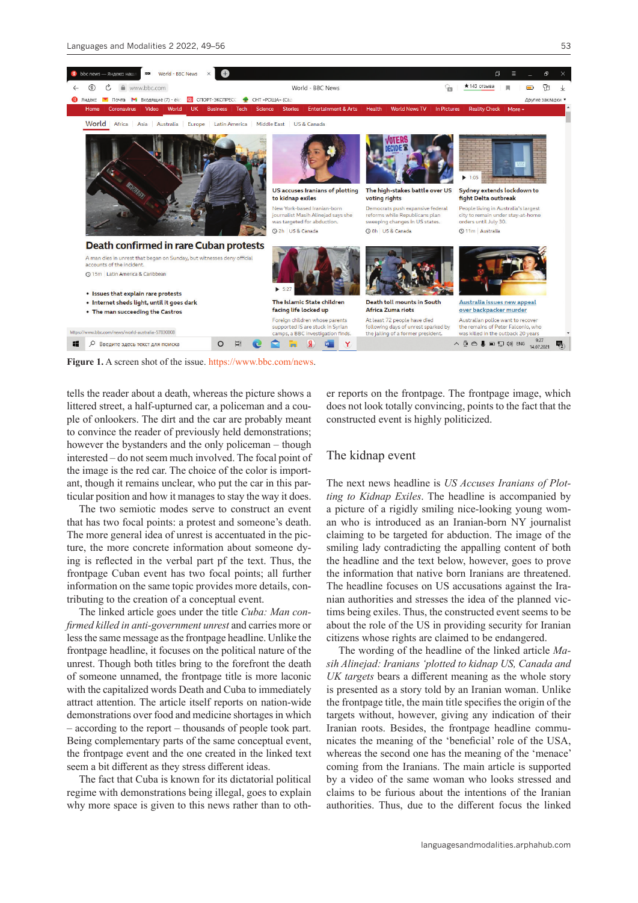**Figure 1.** A screen shot of the issue. https://www.bbc.com/news.

tells the reader about a death, whereas the picture shows a littered street, a half-upturned car, a policeman and a couple of onlookers. The dirt and the car are probably meant to convince the reader of previously held demonstrations; however the bystanders and the only policeman – though interested – do not seem much involved. The focal point of the image is the red car. The choice of the color is important, though it remains unclear, who put the car in this particular position and how it manages to stay the way it does.

The two semiotic modes serve to construct an event that has two focal points: a protest and someone's death. The more general idea of unrest is accentuated in the picture, the more concrete information about someone dying is reflected in the verbal part pf the text. Thus, the frontpage Cuban event has two focal points; all further information on the same topic provides more details, contributing to the creation of a conceptual event.

The linked article goes under the title *Cuba: Man confirmed killed in anti-government unrest* and carries more or less the same message as the frontpage headline. Unlike the frontpage headline, it focuses on the political nature of the unrest. Though both titles bring to the forefront the death of someone unnamed, the frontpage title is more laconic with the capitalized words Death and Cuba to immediately attract attention. The article itself reports on nation-wide demonstrations over food and medicine shortages in which – according to the report – thousands of people took part. Being complementary parts of the same conceptual event, the frontpage event and the one created in the linked text seem a bit different as they stress different ideas.

The fact that Cuba is known for its dictatorial political regime with demonstrations being illegal, goes to explain why more space is given to this news rather than to other reports on the frontpage. The frontpage image, which does not look totally convincing, points to the fact that the constructed event is highly politicized.

## The kidnap event

The next news headline is *US Accuses Iranians of Plotting to Kidnap Exiles*. The headline is accompanied by a picture of a rigidly smiling nice-looking young woman who is introduced as an Iranian-born NY journalist claiming to be targeted for abduction. The image of the smiling lady contradicting the appalling content of both the headline and the text below, however, goes to prove the information that native born Iranians are threatened. The headline focuses on US accusations against the Iranian authorities and stresses the idea of the planned victims being exiles. Thus, the constructed event seems to be about the role of the US in providing security for Iranian citizens whose rights are claimed to be endangered.

The wording of the headline of the linked article *Masih Alinejad: Iranians 'plotted to kidnap US, Canada and UK targets* bears a different meaning as the whole story is presented as a story told by an Iranian woman. Unlike the frontpage title, the main title specifies the origin of the targets without, however, giving any indication of their Iranian roots. Besides, the frontpage headline communicates the meaning of the 'beneficial' role of the USA, whereas the second one has the meaning of the 'menace' coming from the Iranians. The main article is supported by a video of the same woman who looks stressed and claims to be furious about the intentions of the Iranian authorities. Thus, due to the different focus the linked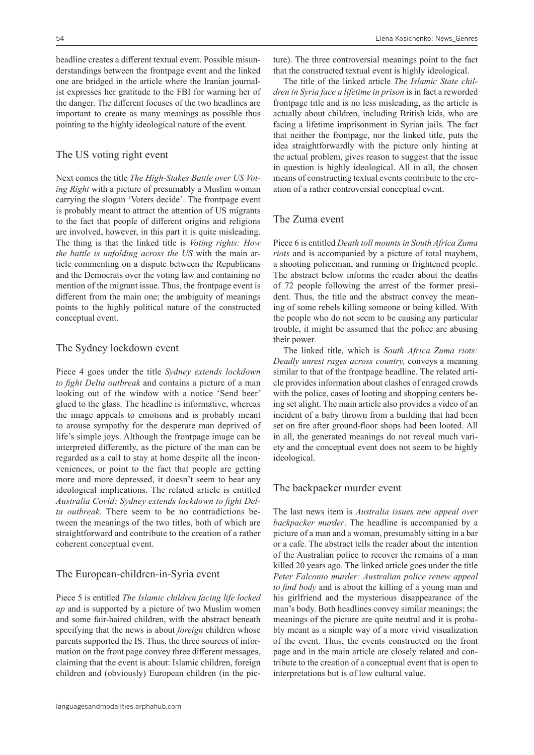headline creates a different textual event. Possible misunderstandings between the frontpage event and the linked one are bridged in the article where the Iranian journalist expresses her gratitude to the FBI for warning her of the danger. The different focuses of the two headlines are important to create as many meanings as possible thus pointing to the highly ideological nature of the event.

## The US voting right event

Next comes the title *The High-Stakes Battle over US Voting Right* with a picture of presumably a Muslim woman carrying the slogan 'Voters decide'. The frontpage event is probably meant to attract the attention of US migrants to the fact that people of different origins and religions are involved, however, in this part it is quite misleading. The thing is that the linked title is *Voting rights: How the battle is unfolding across the US* with the main article commenting on a dispute between the Republicans and the Democrats over the voting law and containing no mention of the migrant issue. Thus, the frontpage event is different from the main one; the ambiguity of meanings points to the highly political nature of the constructed conceptual event.

## The Sydney lockdown event

Piece 4 goes under the title *Sydney extends lockdown to fight Delta outbreak* and contains a picture of a man looking out of the window with a notice 'Send beer' glued to the glass. The headline is informative, whereas the image appeals to emotions and is probably meant to arouse sympathy for the desperate man deprived of life's simple joys. Although the frontpage image can be interpreted differently, as the picture of the man can be regarded as a call to stay at home despite all the inconveniences, or point to the fact that people are getting more and more depressed, it doesn't seem to bear any ideological implications. The related article is entitled *Australia Covid: Sydney extends lockdown to fight Delta outbreak*. There seem to be no contradictions between the meanings of the two titles, both of which are straightforward and contribute to the creation of a rather coherent conceptual event.

## The European-children-in-Syria event

Piece 5 is entitled *The Islamic children facing life locked up* and is supported by a picture of two Muslim women and some fair-haired children, with the abstract beneath specifying that the news is about *foreign* children whose parents supported the IS. Thus, the three sources of information on the front page convey three different messages, claiming that the event is about: Islamic children, foreign children and (obviously) European children (in the picture). The three controversial meanings point to the fact that the constructed textual event is highly ideological.

The title of the linked article *The Islamic State children in Syria face a lifetime in prison* is in fact a reworded frontpage title and is no less misleading, as the article is actually about children, including British kids, who are facing a lifetime imprisonment in Syrian jails. The fact that neither the frontpage, nor the linked title, puts the idea straightforwardly with the picture only hinting at the actual problem, gives reason to suggest that the issue in question is highly ideological. All in all, the chosen means of constructing textual events contribute to the creation of a rather controversial conceptual event.

## The Zuma event

Piece 6 is entitled *Death toll mounts in South Africa Zuma riots* and is accompanied by a picture of total mayhem, a shooting policeman, and running or frightened people. The abstract below informs the reader about the deaths of 72 people following the arrest of the former president. Thus, the title and the abstract convey the meaning of some rebels killing someone or being killed. With the people who do not seem to be causing any particular trouble, it might be assumed that the police are abusing their power.

The linked title, which is *South Africa Zuma riots: Deadly unrest rages across country,* conveys a meaning similar to that of the frontpage headline. The related article provides information about clashes of enraged crowds with the police, cases of looting and shopping centers being set alight. The main article also provides a video of an incident of a baby thrown from a building that had been set on fire after ground-floor shops had been looted. All in all, the generated meanings do not reveal much variety and the conceptual event does not seem to be highly ideological.

## The backpacker murder event

The last news item is *Australia issues new appeal over backpacker murder*. The headline is accompanied by a picture of a man and a woman, presumably sitting in a bar or a cafe. The abstract tells the reader about the intention of the Australian police to recover the remains of a man killed 20 years ago. The linked article goes under the title *Peter Falconio murder: Australian police renew appeal to find body* and is about the killing of a young man and his girlfriend and the mysterious disappearance of the man's body. Both headlines convey similar meanings; the meanings of the picture are quite neutral and it is probably meant as a simple way of a more vivid visualization of the event. Thus, the events constructed on the front page and in the main article are closely related and contribute to the creation of a conceptual event that is open to interpretations but is of low cultural value.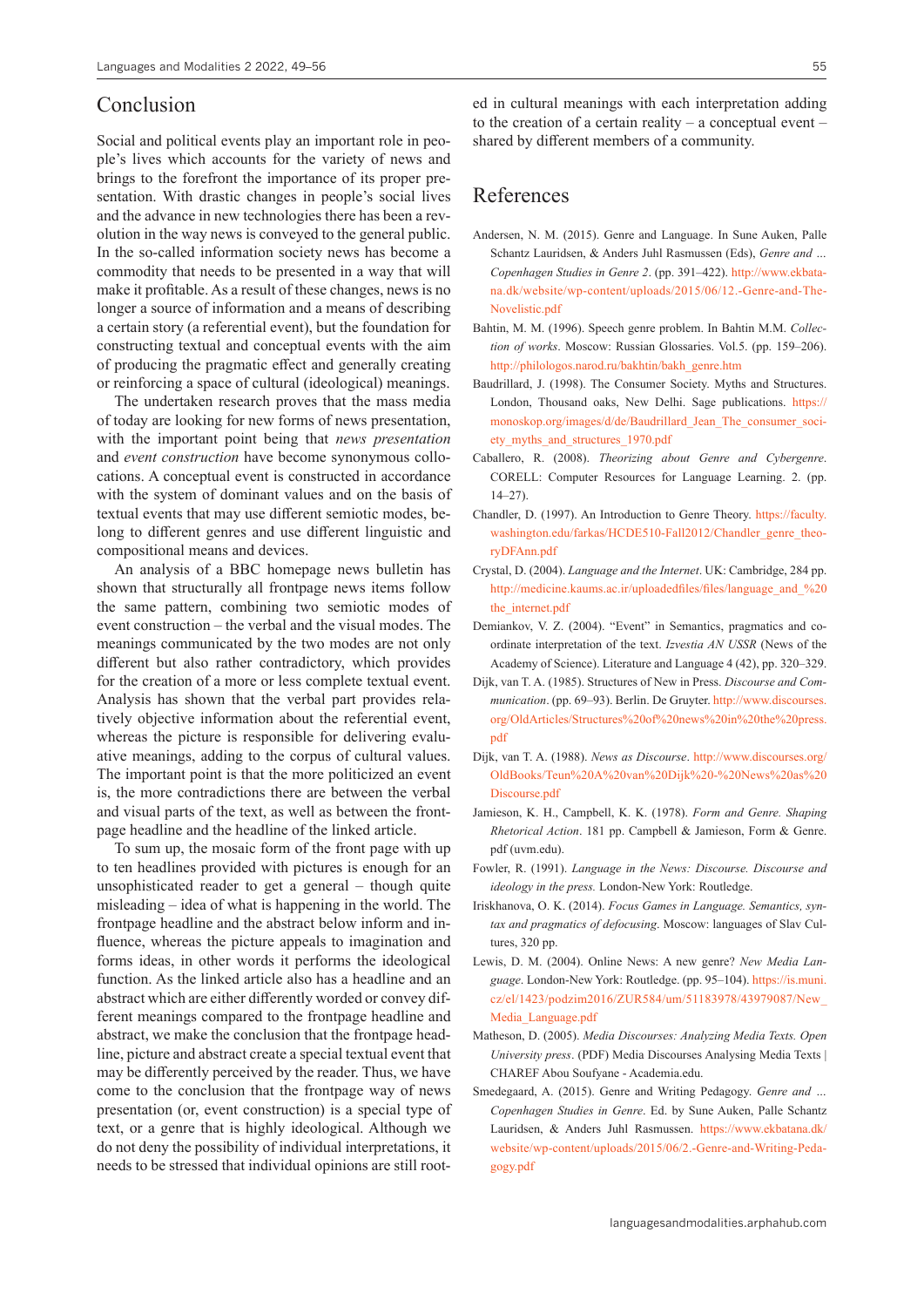## Conclusion

Social and political events play an important role in people's lives which accounts for the variety of news and brings to the forefront the importance of its proper presentation. With drastic changes in people's social lives and the advance in new technologies there has been a revolution in the way news is conveyed to the general public. In the so-called information society news has become a commodity that needs to be presented in a way that will make it profitable. As a result of these changes, news is no longer a source of information and a means of describing a certain story (a referential event), but the foundation for constructing textual and conceptual events with the aim of producing the pragmatic effect and generally creating or reinforcing a space of cultural (ideological) meanings.

The undertaken research proves that the mass media of today are looking for new forms of news presentation, with the important point being that *news presentation* and *event construction* have become synonymous collocations. A conceptual event is constructed in accordance with the system of dominant values and on the basis of textual events that may use different semiotic modes, belong to different genres and use different linguistic and compositional means and devices.

An analysis of a BBC homepage news bulletin has shown that structurally all frontpage news items follow the same pattern, combining two semiotic modes of event construction – the verbal and the visual modes. The meanings communicated by the two modes are not only different but also rather contradictory, which provides for the creation of a more or less complete textual event. Analysis has shown that the verbal part provides relatively objective information about the referential event, whereas the picture is responsible for delivering evaluative meanings, adding to the corpus of cultural values. The important point is that the more politicized an event is, the more contradictions there are between the verbal and visual parts of the text, as well as between the frontpage headline and the headline of the linked article.

To sum up, the mosaic form of the front page with up to ten headlines provided with pictures is enough for an unsophisticated reader to get a general – though quite misleading – idea of what is happening in the world. The frontpage headline and the abstract below inform and influence, whereas the picture appeals to imagination and forms ideas, in other words it performs the ideological function. As the linked article also has a headline and an abstract which are either differently worded or convey different meanings compared to the frontpage headline and abstract, we make the conclusion that the frontpage headline, picture and abstract create a special textual event that may be differently perceived by the reader. Thus, we have come to the conclusion that the frontpage way of news presentation (or, event construction) is a special type of text, or a genre that is highly ideological. Although we do not deny the possibility of individual interpretations, it needs to be stressed that individual opinions are still rooted in cultural meanings with each interpretation adding to the creation of a certain reality – a conceptual event – shared by different members of a community.

## References

Andersen, N. M. (2015). Genre and Language. In Sune Auken, Palle Schantz Lauridsen, & Anders Juhl Rasmussen (Eds), *Genre and … Copenhagen Studies in Genre 2*. (pp. 391–422). http://www.ekbatana.dk/website/wp-content/uploads/2015/06/12.-Genre-and-The-Novelistic.pdf

Bahtin, M. M. (1996). Speech genre problem. In Bahtin M.M. *Collection of works*. Moscow: Russian Glossaries. Vol.5. (pp. 159–206). http://philologos.narod.ru/bakhtin/bakh_genre.htm

Baudrillard, J. (1998). The Consumer Society. Myths and Structures. London, Thousand oaks, New Delhi. Sage publications. https://monoskop.org/images/d/de/Baudrillard_Jean_The_consumer_society_myths_and_structures_1970.pdf

Caballero, R. (2008). *Theorizing about Genre and Cybergenre*. CORELL: Computer Resources for Language Learning. 2. (pp. 14–27).

Chandler, D. (1997). An Introduction to Genre Theory. https://faculty.washington.edu/farkas/HCDE510-Fall2012/Chandler_genre_theoryDFAnn.pdf

Crystal, D. (2004). *Language and the Internet*. UK: Cambridge, 284 pp. http://medicine.kaums.ac.ir/uploadedfiles/files/language_and_%20the_internet.pdf

Demiankov, V. Z. (2004). "Event" in Semantics, pragmatics and coordinate interpretation of the text. *Izvestia AN USSR* (News of the Academy of Science). Literature and Language 4 (42), pp. 320–329.

Dijk, van T. A. (1985). Structures of New in Press. *Discourse and Communication*. (pp. 69–93). Berlin. De Gruyter. http://www.discourses.org/OldArticles/Structures%20of%20news%20in%20the%20press.pdf

Dijk, van T. A. (1988). *News as Discourse*. http://www.discourses.org/OldBooks/Teun%20A%20van%20Dijk%20-%20News%20as%20Discourse.pdf

Jamieson, K. H., Campbell, K. K. (1978). *Form and Genre. Shaping Rhetorical Action*. 181 pp. Campbell & Jamieson, Form & Genre. pdf (uvm.edu).

Fowler, R. (1991). *Language in the News: Discourse. Discourse and ideology in the press.* London-New York: Routledge.

Iriskhanova, O. K. (2014). *Focus Games in Language. Semantics, syntax and pragmatics of defocusing*. Moscow: languages of Slav Cultures, 320 pp.

Lewis, D. M. (2004). Online News: A new genre? *New Media Language*. London-New York: Routledge. (pp. 95–104). https://is.muni.cz/el/1423/podzim2016/ZUR584/um/51183978/43979087/New_Media_Language.pdf

Matheson, D. (2005). *Media Discourses: Analyzing Media Texts. Open University press*. (PDF) Media Discourses Analysing Media Texts | CHAREF Abou Soufyane - Academia.edu.

Smedegaard, A. (2015). Genre and Writing Pedagogy. *Genre and … Copenhagen Studies in Genre*. Ed. by Sune Auken, Palle Schantz Lauridsen, & Anders Juhl Rasmussen. https://www.ekbatana.dk/website/wp-content/uploads/2015/06/2.-Genre-and-Writing-Pedagogy.pdf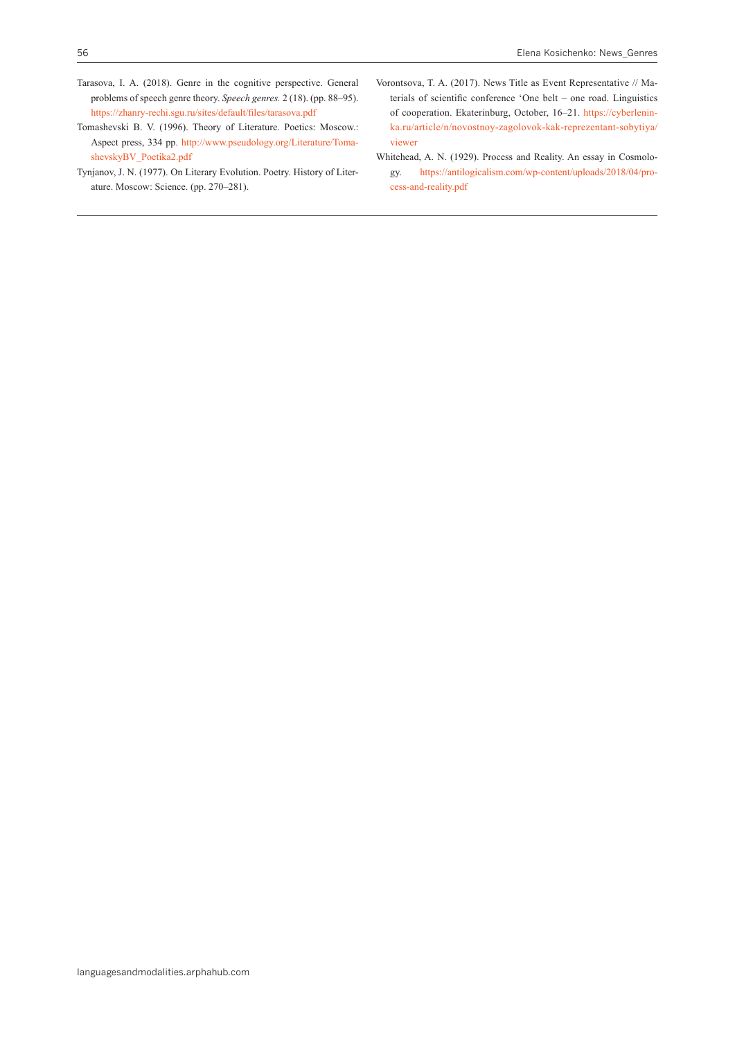Tarasova, I. A. (2018). Genre in the cognitive perspective. General problems of speech genre theory. *Speech genres.* 2 (18). (pp. 88–95). https://zhanry-rechi.sgu.ru/sites/default/files/tarasova.pdf

Tomashevski B. V. (1996). Theory of Literature. Poetics: Moscow.: Aspect press, 334 pp. http://www.pseudology.org/Literature/TomashevskyBV_Poetika2.pdf

Tynjanov, J. N. (1977). On Literary Evolution. Poetry. History of Literature. Moscow: Science. (pp. 270–281).

Vorontsova, T. A. (2017). News Title as Event Representative // Materials of scientific conference 'One belt – one road. Linguistics of cooperation. Ekaterinburg, October, 16–21. https://cyberleninka.ru/article/n/novostnoy-zagolovok-kak-reprezentant-sobytiya/viewer

Whitehead, A. N. (1929). Process and Reality. An essay in Cosmology. https://antilogicalism.com/wp-content/uploads/2018/04/process-and-reality.pdf